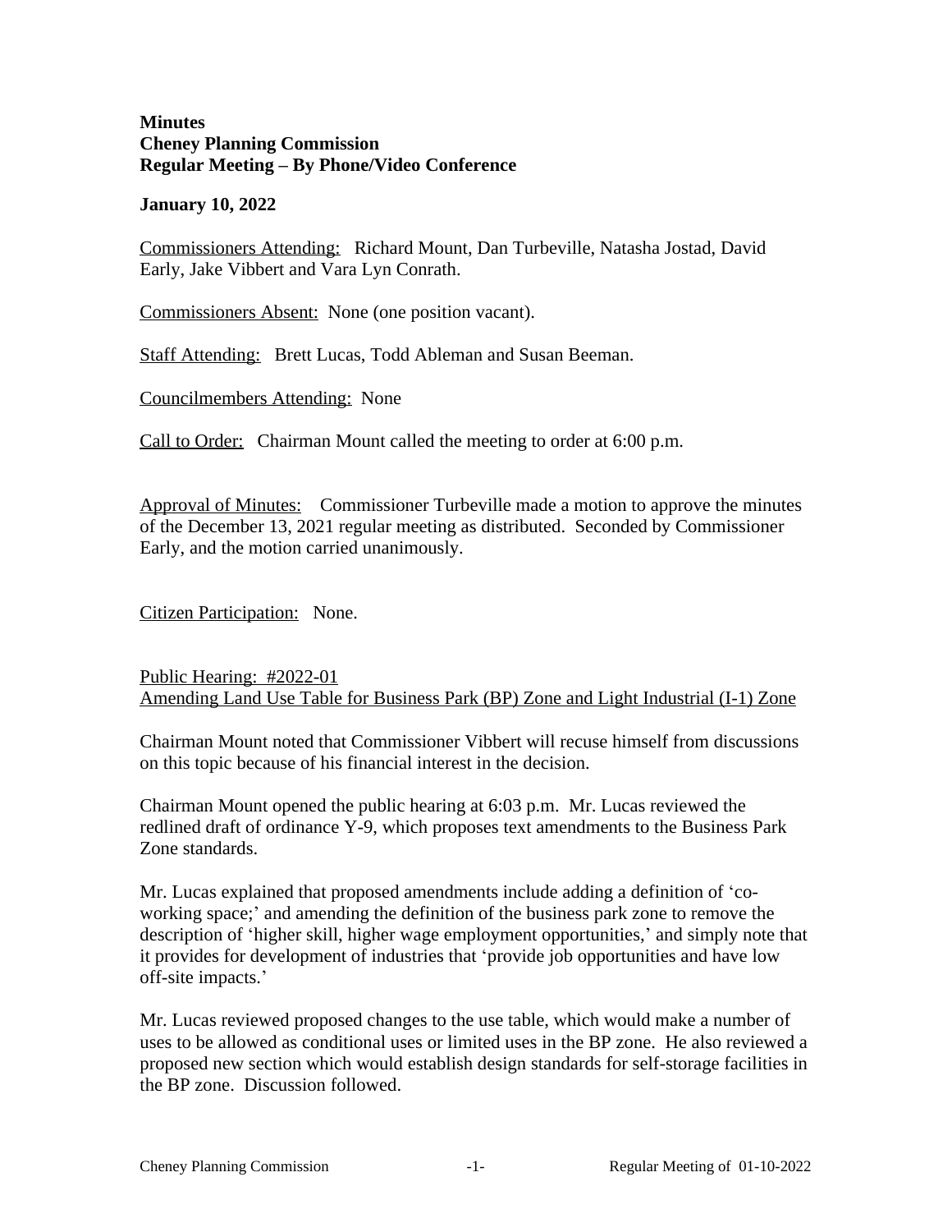**Minutes**
**Cheney Planning Commission**
**Regular Meeting – By Phone/Video Conference**

**January 10, 2022**

Commissioners Attending: Richard Mount, Dan Turbeville, Natasha Jostad, David Early, Jake Vibbert and Vara Lyn Conrath.

Commissioners Absent: None (one position vacant).

Staff Attending: Brett Lucas, Todd Ableman and Susan Beeman.

Councilmembers Attending: None

Call to Order: Chairman Mount called the meeting to order at 6:00 p.m.

Approval of Minutes: Commissioner Turbeville made a motion to approve the minutes of the December 13, 2021 regular meeting as distributed. Seconded by Commissioner Early, and the motion carried unanimously.

Citizen Participation: None.

Public Hearing: #2022-01
Amending Land Use Table for Business Park (BP) Zone and Light Industrial (I-1) Zone

Chairman Mount noted that Commissioner Vibbert will recuse himself from discussions on this topic because of his financial interest in the decision.

Chairman Mount opened the public hearing at 6:03 p.m. Mr. Lucas reviewed the redlined draft of ordinance Y-9, which proposes text amendments to the Business Park Zone standards.

Mr. Lucas explained that proposed amendments include adding a definition of 'co-working space;' and amending the definition of the business park zone to remove the description of 'higher skill, higher wage employment opportunities,' and simply note that it provides for development of industries that 'provide job opportunities and have low off-site impacts.'

Mr. Lucas reviewed proposed changes to the use table, which would make a number of uses to be allowed as conditional uses or limited uses in the BP zone. He also reviewed a proposed new section which would establish design standards for self-storage facilities in the BP zone. Discussion followed.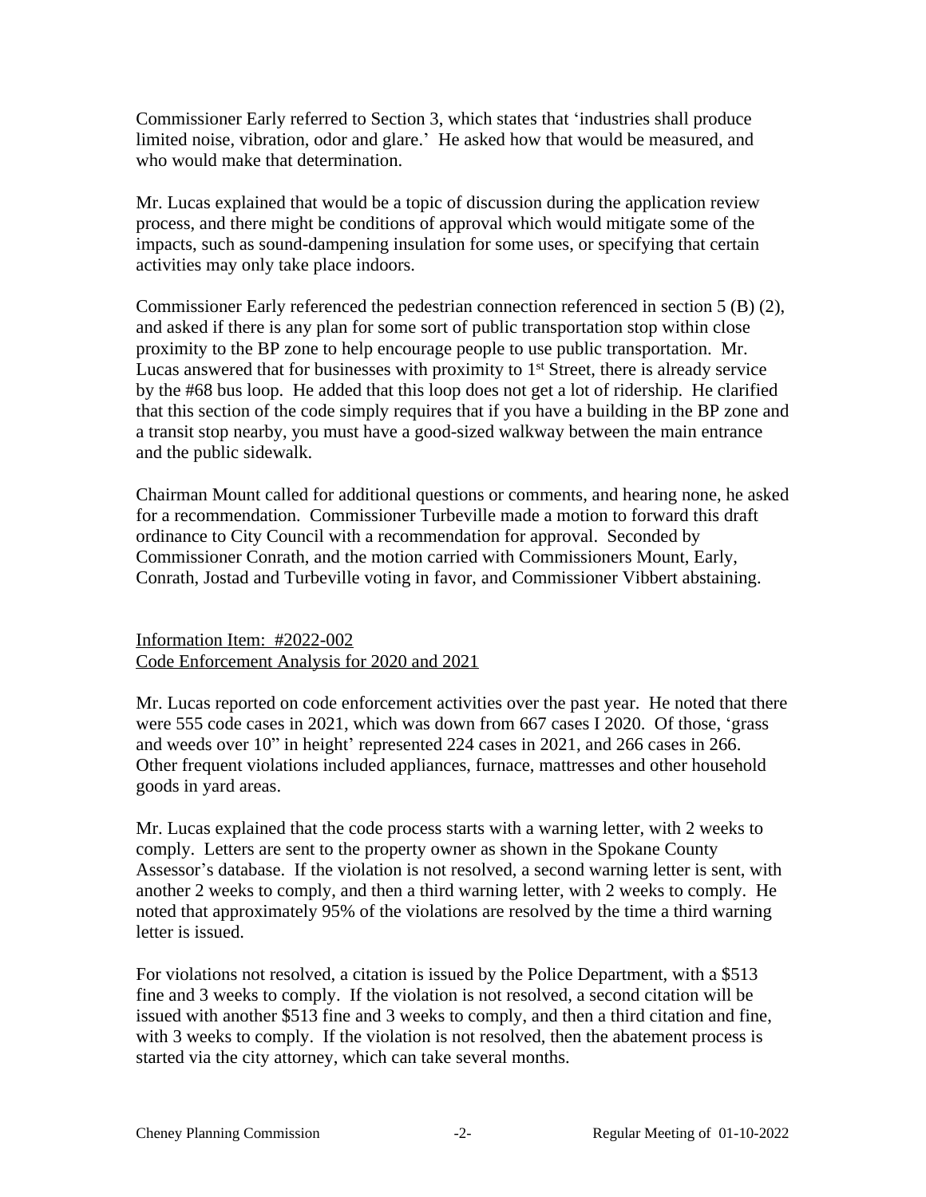Commissioner Early referred to Section 3, which states that 'industries shall produce limited noise, vibration, odor and glare.' He asked how that would be measured, and who would make that determination.

Mr. Lucas explained that would be a topic of discussion during the application review process, and there might be conditions of approval which would mitigate some of the impacts, such as sound-dampening insulation for some uses, or specifying that certain activities may only take place indoors.

Commissioner Early referenced the pedestrian connection referenced in section 5 (B) (2), and asked if there is any plan for some sort of public transportation stop within close proximity to the BP zone to help encourage people to use public transportation. Mr. Lucas answered that for businesses with proximity to 1st Street, there is already service by the #68 bus loop. He added that this loop does not get a lot of ridership. He clarified that this section of the code simply requires that if you have a building in the BP zone and a transit stop nearby, you must have a good-sized walkway between the main entrance and the public sidewalk.

Chairman Mount called for additional questions or comments, and hearing none, he asked for a recommendation. Commissioner Turbeville made a motion to forward this draft ordinance to City Council with a recommendation for approval. Seconded by Commissioner Conrath, and the motion carried with Commissioners Mount, Early, Conrath, Jostad and Turbeville voting in favor, and Commissioner Vibbert abstaining.

Information Item: #2022-002
Code Enforcement Analysis for 2020 and 2021

Mr. Lucas reported on code enforcement activities over the past year. He noted that there were 555 code cases in 2021, which was down from 667 cases I 2020. Of those, 'grass and weeds over 10" in height' represented 224 cases in 2021, and 266 cases in 266. Other frequent violations included appliances, furnace, mattresses and other household goods in yard areas.

Mr. Lucas explained that the code process starts with a warning letter, with 2 weeks to comply. Letters are sent to the property owner as shown in the Spokane County Assessor's database. If the violation is not resolved, a second warning letter is sent, with another 2 weeks to comply, and then a third warning letter, with 2 weeks to comply. He noted that approximately 95% of the violations are resolved by the time a third warning letter is issued.

For violations not resolved, a citation is issued by the Police Department, with a $513 fine and 3 weeks to comply. If the violation is not resolved, a second citation will be issued with another $513 fine and 3 weeks to comply, and then a third citation and fine, with 3 weeks to comply. If the violation is not resolved, then the abatement process is started via the city attorney, which can take several months.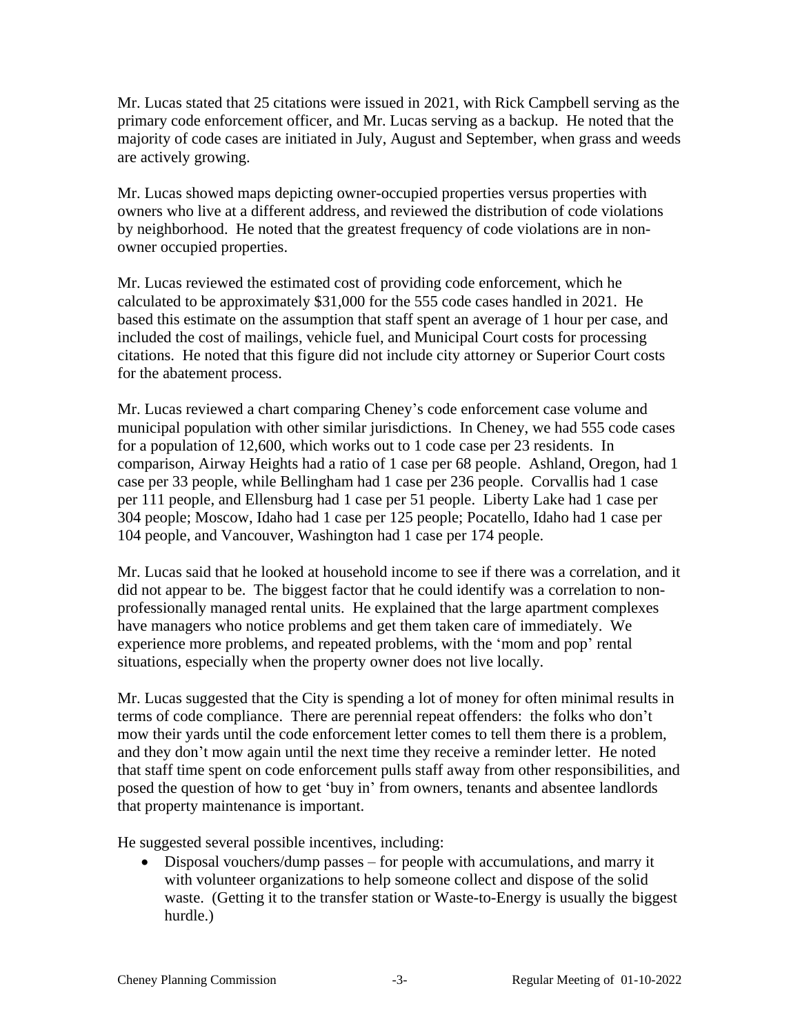Mr. Lucas stated that 25 citations were issued in 2021, with Rick Campbell serving as the primary code enforcement officer, and Mr. Lucas serving as a backup. He noted that the majority of code cases are initiated in July, August and September, when grass and weeds are actively growing.

Mr. Lucas showed maps depicting owner-occupied properties versus properties with owners who live at a different address, and reviewed the distribution of code violations by neighborhood. He noted that the greatest frequency of code violations are in non-owner occupied properties.

Mr. Lucas reviewed the estimated cost of providing code enforcement, which he calculated to be approximately $31,000 for the 555 code cases handled in 2021. He based this estimate on the assumption that staff spent an average of 1 hour per case, and included the cost of mailings, vehicle fuel, and Municipal Court costs for processing citations. He noted that this figure did not include city attorney or Superior Court costs for the abatement process.

Mr. Lucas reviewed a chart comparing Cheney's code enforcement case volume and municipal population with other similar jurisdictions. In Cheney, we had 555 code cases for a population of 12,600, which works out to 1 code case per 23 residents. In comparison, Airway Heights had a ratio of 1 case per 68 people. Ashland, Oregon, had 1 case per 33 people, while Bellingham had 1 case per 236 people. Corvallis had 1 case per 111 people, and Ellensburg had 1 case per 51 people. Liberty Lake had 1 case per 304 people; Moscow, Idaho had 1 case per 125 people; Pocatello, Idaho had 1 case per 104 people, and Vancouver, Washington had 1 case per 174 people.

Mr. Lucas said that he looked at household income to see if there was a correlation, and it did not appear to be. The biggest factor that he could identify was a correlation to non-professionally managed rental units. He explained that the large apartment complexes have managers who notice problems and get them taken care of immediately. We experience more problems, and repeated problems, with the 'mom and pop' rental situations, especially when the property owner does not live locally.

Mr. Lucas suggested that the City is spending a lot of money for often minimal results in terms of code compliance. There are perennial repeat offenders: the folks who don't mow their yards until the code enforcement letter comes to tell them there is a problem, and they don't mow again until the next time they receive a reminder letter. He noted that staff time spent on code enforcement pulls staff away from other responsibilities, and posed the question of how to get 'buy in' from owners, tenants and absentee landlords that property maintenance is important.

He suggested several possible incentives, including:

- Disposal vouchers/dump passes – for people with accumulations, and marry it with volunteer organizations to help someone collect and dispose of the solid waste. (Getting it to the transfer station or Waste-to-Energy is usually the biggest hurdle.)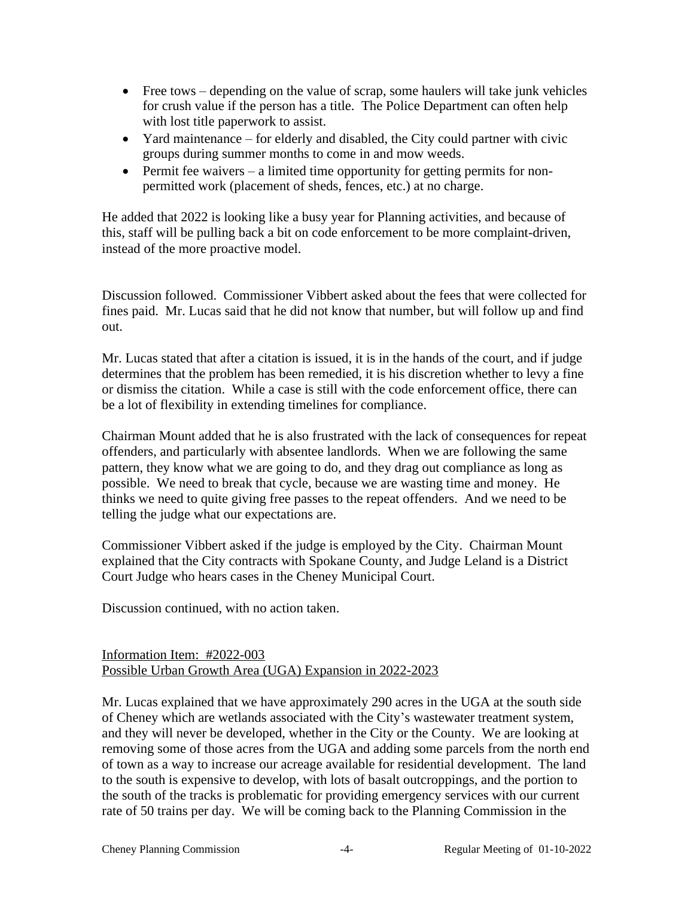- Free tows – depending on the value of scrap, some haulers will take junk vehicles for crush value if the person has a title. The Police Department can often help with lost title paperwork to assist.
- Yard maintenance – for elderly and disabled, the City could partner with civic groups during summer months to come in and mow weeds.
- Permit fee waivers – a limited time opportunity for getting permits for non-permitted work (placement of sheds, fences, etc.) at no charge.

He added that 2022 is looking like a busy year for Planning activities, and because of this, staff will be pulling back a bit on code enforcement to be more complaint-driven, instead of the more proactive model.

Discussion followed. Commissioner Vibbert asked about the fees that were collected for fines paid. Mr. Lucas said that he did not know that number, but will follow up and find out.

Mr. Lucas stated that after a citation is issued, it is in the hands of the court, and if judge determines that the problem has been remedied, it is his discretion whether to levy a fine or dismiss the citation. While a case is still with the code enforcement office, there can be a lot of flexibility in extending timelines for compliance.

Chairman Mount added that he is also frustrated with the lack of consequences for repeat offenders, and particularly with absentee landlords. When we are following the same pattern, they know what we are going to do, and they drag out compliance as long as possible. We need to break that cycle, because we are wasting time and money. He thinks we need to quite giving free passes to the repeat offenders. And we need to be telling the judge what our expectations are.

Commissioner Vibbert asked if the judge is employed by the City. Chairman Mount explained that the City contracts with Spokane County, and Judge Leland is a District Court Judge who hears cases in the Cheney Municipal Court.

Discussion continued, with no action taken.

<u>Information Item: #2022-003</u>
<u>Possible Urban Growth Area (UGA) Expansion in 2022-2023</u>

Mr. Lucas explained that we have approximately 290 acres in the UGA at the south side of Cheney which are wetlands associated with the City's wastewater treatment system, and they will never be developed, whether in the City or the County. We are looking at removing some of those acres from the UGA and adding some parcels from the north end of town as a way to increase our acreage available for residential development. The land to the south is expensive to develop, with lots of basalt outcroppings, and the portion to the south of the tracks is problematic for providing emergency services with our current rate of 50 trains per day. We will be coming back to the Planning Commission in the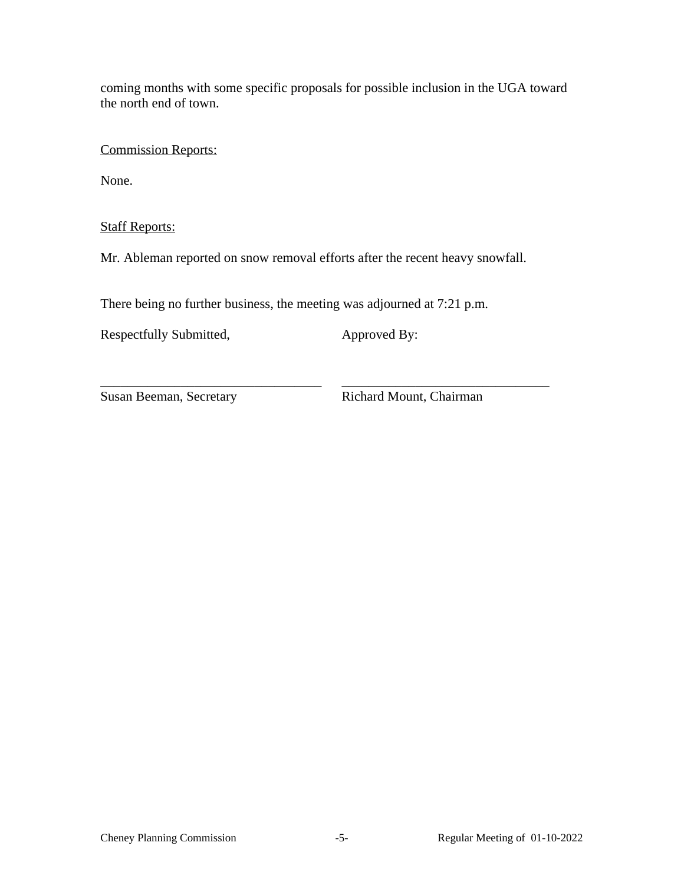coming months with some specific proposals for possible inclusion in the UGA toward the north end of town.

Commission Reports:

None.

Staff Reports:

Mr. Ableman reported on snow removal efforts after the recent heavy snowfall.

There being no further business, the meeting was adjourned at 7:21 p.m.

| | |
|---|---|
| Respectfully Submitted, | Approved By: |
| _________________________________ | _______________________________ |
| Susan Beeman, Secretary | Richard Mount, Chairman |